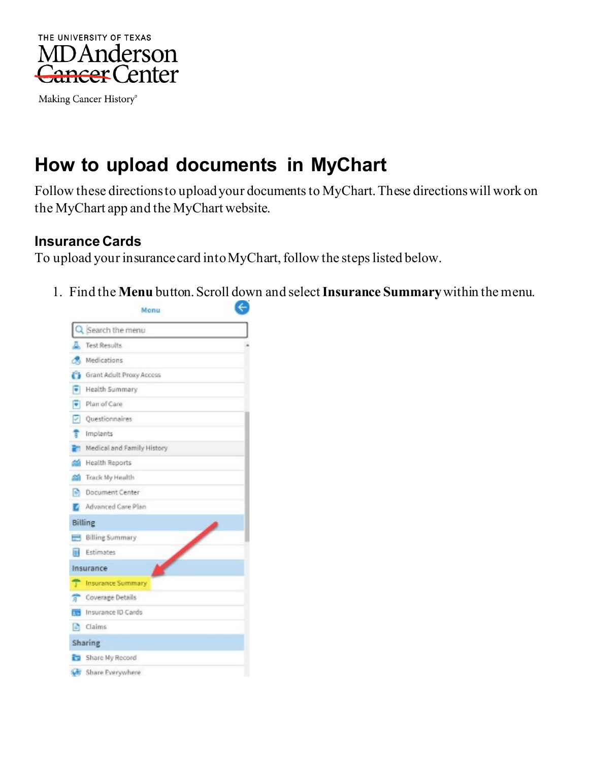THE UNIVERSITY OF TEXAS
MD Anderson Cancer Center
Making Cancer History®

# How to upload documents in MyChart

Follow these directions to upload your documents to MyChart. These directions will work on the MyChart app and the MyChart website.

## Insurance Cards

To upload your insurance card into MyChart, follow the steps listed below.

1. Find the **Menu** button. Scroll down and select **Insurance Summary** within the menu.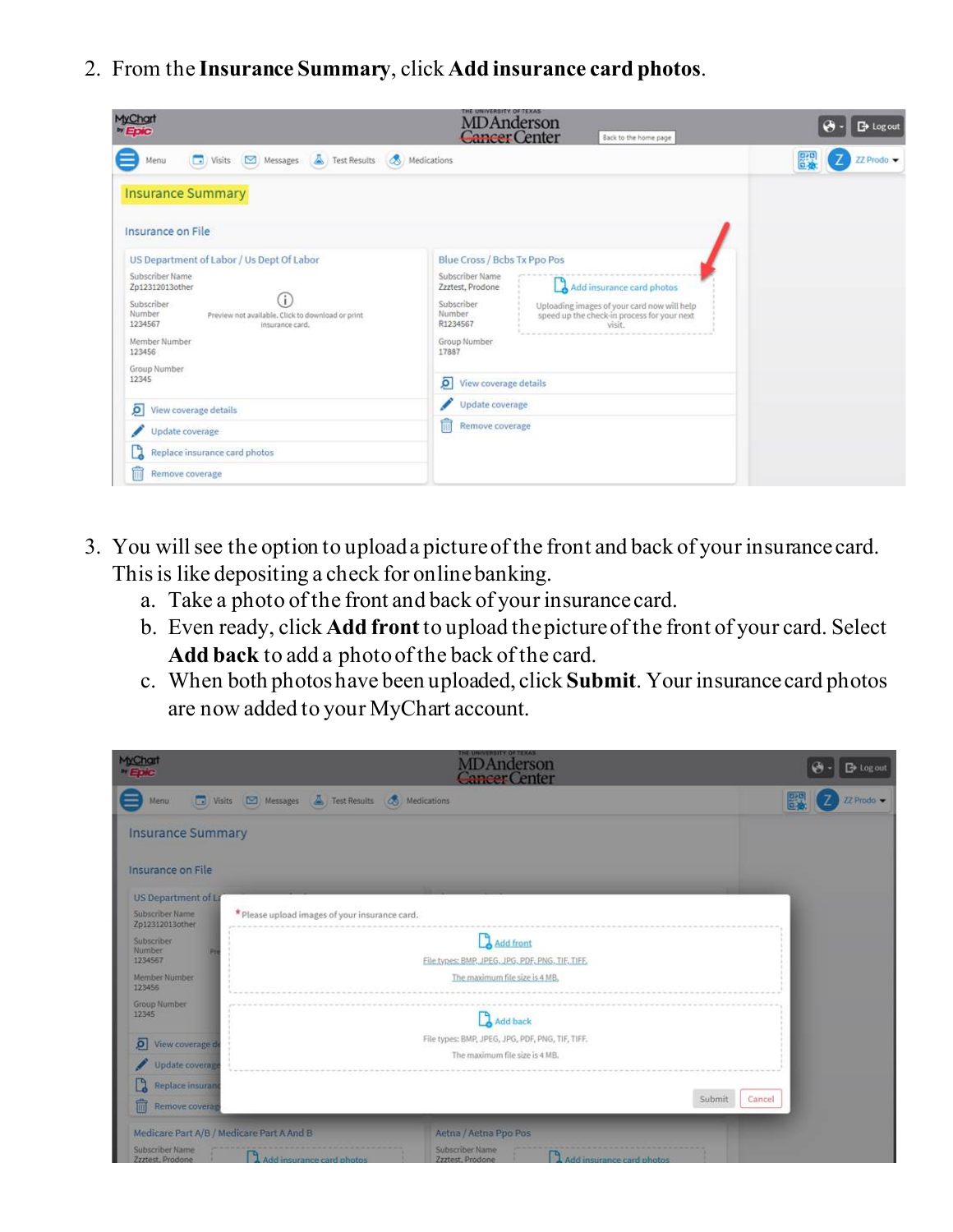2. From the **Insurance Summary**, click **Add insurance card photos**.

3. You will see the option to upload a picture of the front and back of your insurance card. This is like depositing a check for online banking.
   a. Take a photo of the front and back of your insurance card.
   b. Even ready, click **Add front** to upload the picture of the front of your card. Select **Add back** to add a photo of the back of the card.
   c. When both photos have been uploaded, click **Submit**. Your insurance card photos are now added to your MyChart account.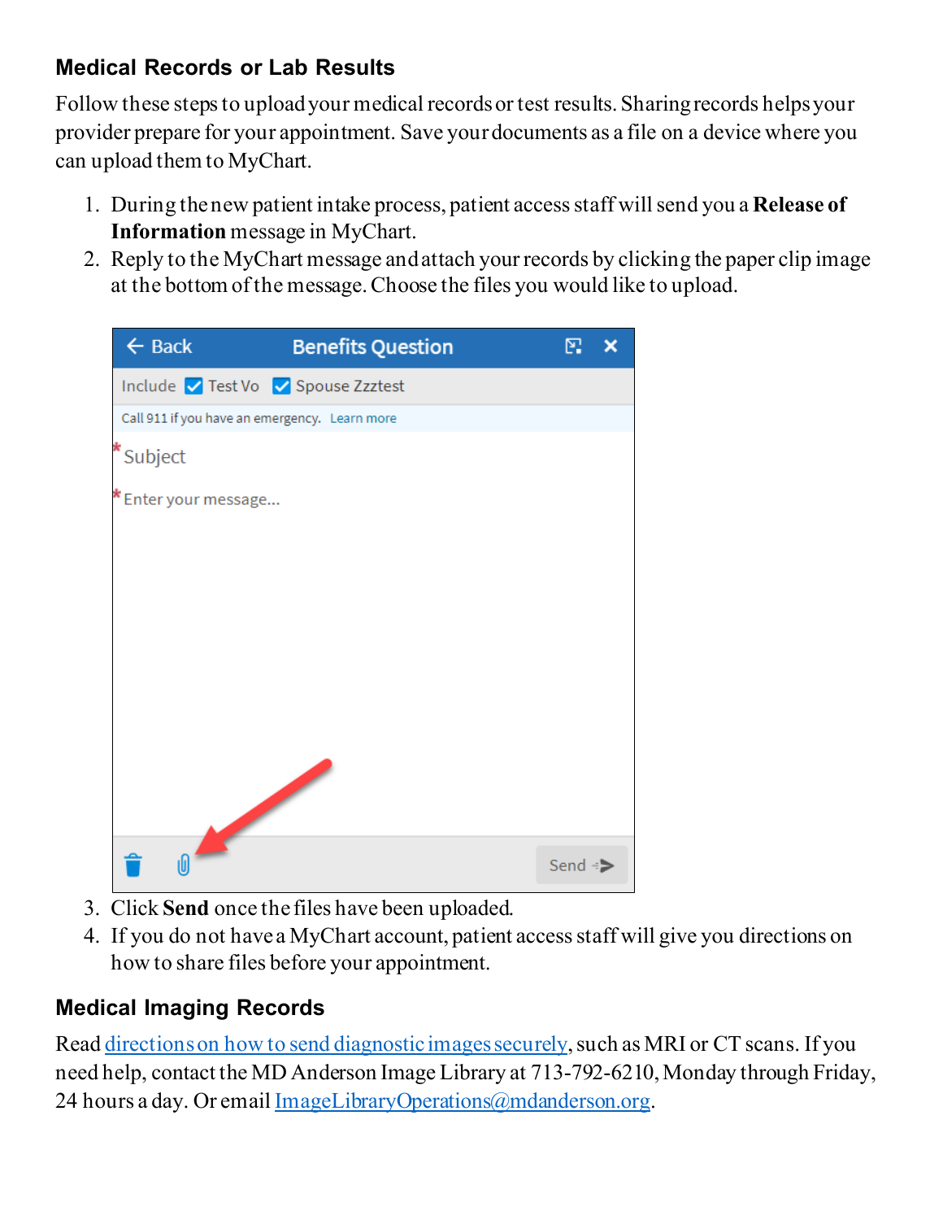## Medical Records or Lab Results

Follow these steps to upload your medical records or test results. Sharing records helps your provider prepare for your appointment. Save your documents as a file on a device where you can upload them to MyChart.

1. During the new patient intake process, patient access staff will send you a **Release of Information** message in MyChart.
2. Reply to the MyChart message and attach your records by clicking the paper clip image at the bottom of the message. Choose the files you would like to upload.
3. Click **Send** once the files have been uploaded.
4. If you do not have a MyChart account, patient access staff will give you directions on how to share files before your appointment.

## Medical Imaging Records

Read [directions on how to send diagnostic images securely](), such as MRI or CT scans. If you need help, contact the MD Anderson Image Library at 713-792-6210, Monday through Friday, 24 hours a day. Or email [ImageLibraryOperations@mdanderson.org]().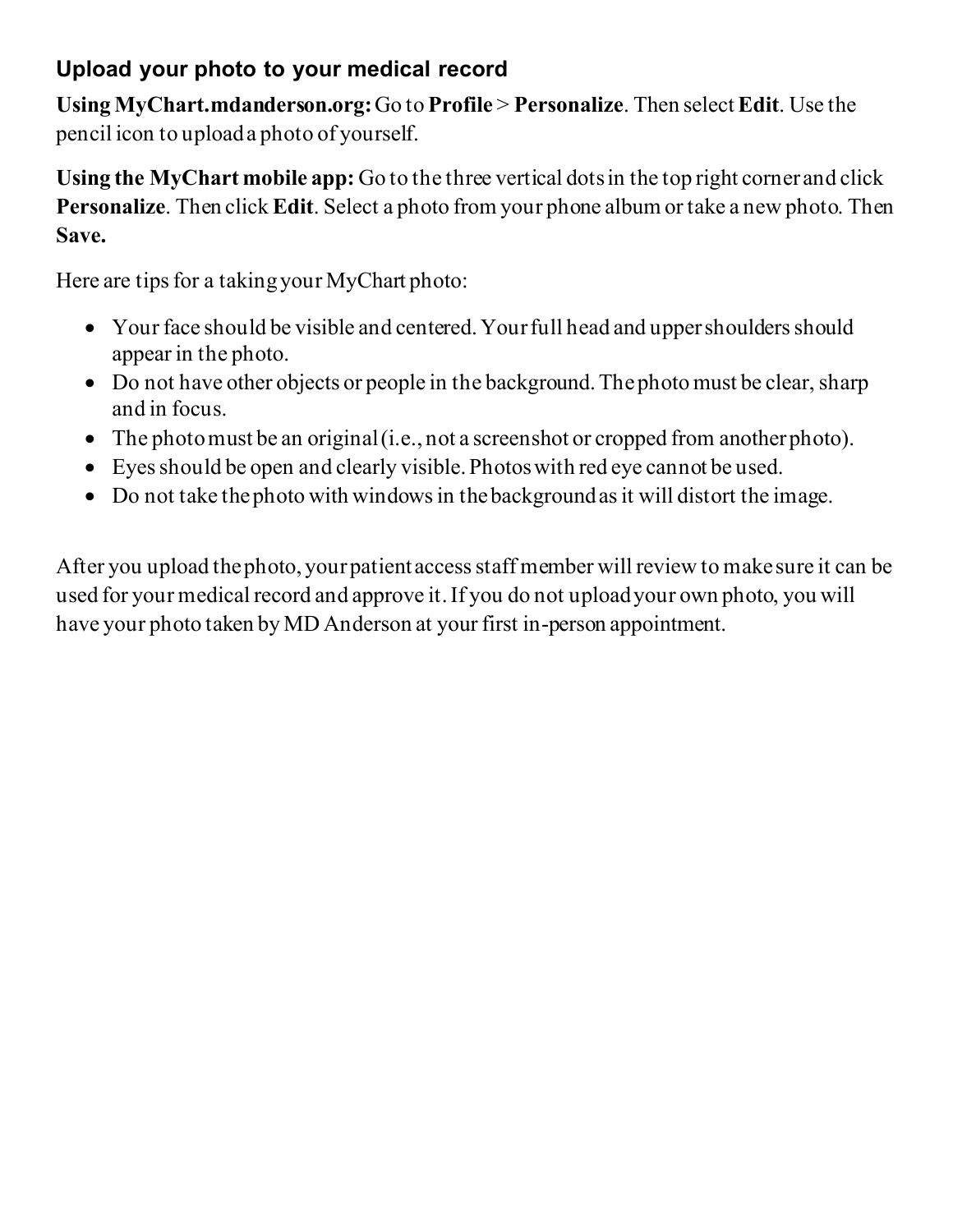### Upload your photo to your medical record

**Using MyChart.mdanderson.org:** Go to **Profile** > **Personalize**. Then select **Edit**. Use the pencil icon to upload a photo of yourself.

**Using the MyChart mobile app:** Go to the three vertical dots in the top right corner and click **Personalize**. Then click **Edit**. Select a photo from your phone album or take a new photo. Then **Save.**

Here are tips for a taking your MyChart photo:

- Your face should be visible and centered. Your full head and upper shoulders should appear in the photo.
- Do not have other objects or people in the background. The photo must be clear, sharp and in focus.
- The photo must be an original (i.e., not a screenshot or cropped from another photo).
- Eyes should be open and clearly visible. Photos with red eye cannot be used.
- Do not take the photo with windows in the background as it will distort the image.

After you upload the photo, your patient access staff member will review to make sure it can be used for your medical record and approve it. If you do not upload your own photo, you will have your photo taken by MD Anderson at your first in-person appointment.